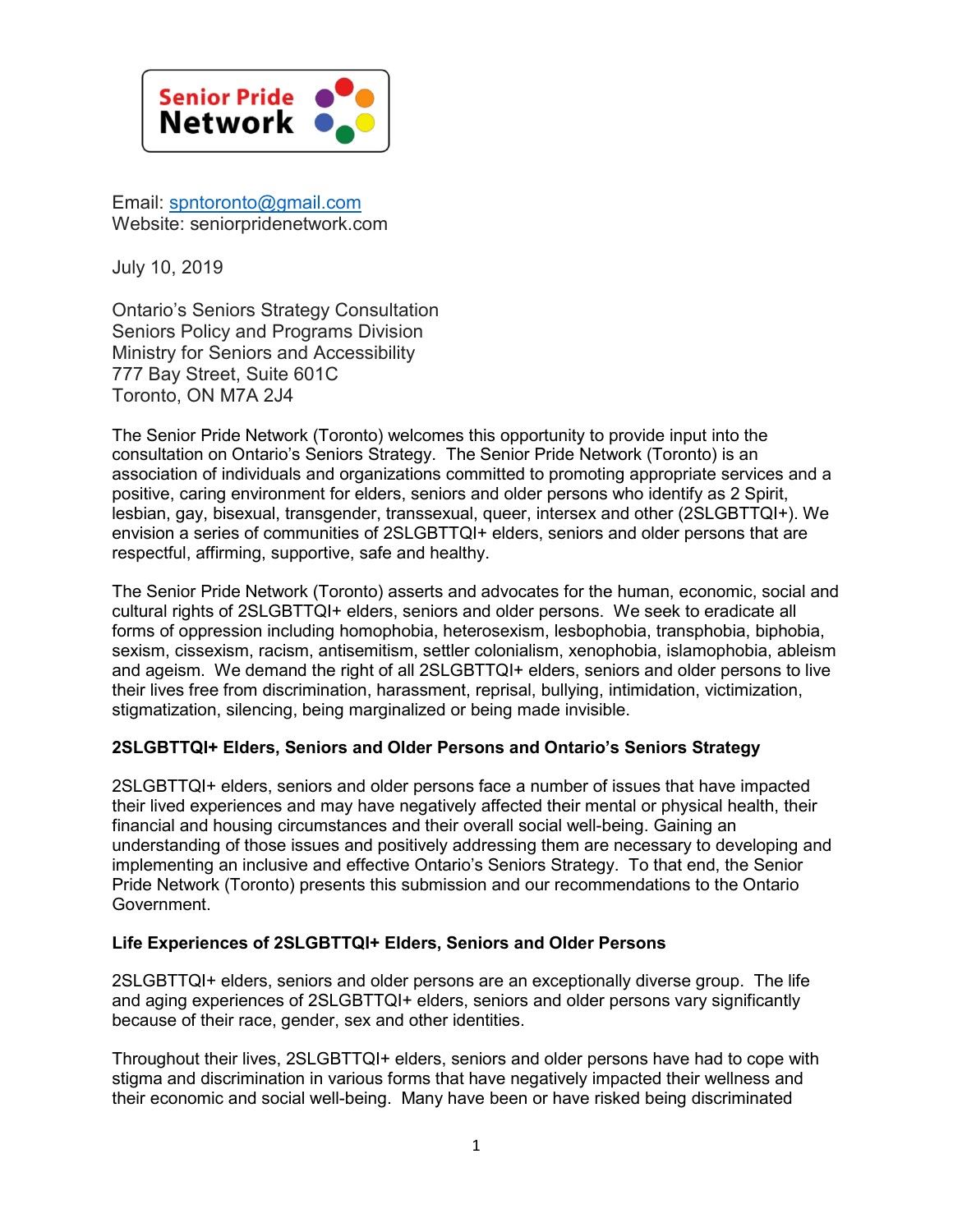**Senior Pride Network**

Email: spntoronto@gmail.com
Website: seniorpridenetwork.com

July 10, 2019

Ontario's Seniors Strategy Consultation
Seniors Policy and Programs Division
Ministry for Seniors and Accessibility
777 Bay Street, Suite 601C
Toronto, ON M7A 2J4

The Senior Pride Network (Toronto) welcomes this opportunity to provide input into the consultation on Ontario's Seniors Strategy. The Senior Pride Network (Toronto) is an association of individuals and organizations committed to promoting appropriate services and a positive, caring environment for elders, seniors and older persons who identify as 2 Spirit, lesbian, gay, bisexual, transgender, transsexual, queer, intersex and other (2SLGBTTQI+). We envision a series of communities of 2SLGBTTQI+ elders, seniors and older persons that are respectful, affirming, supportive, safe and healthy.

The Senior Pride Network (Toronto) asserts and advocates for the human, economic, social and cultural rights of 2SLGBTTQI+ elders, seniors and older persons. We seek to eradicate all forms of oppression including homophobia, heterosexism, lesbophobia, transphobia, biphobia, sexism, cissexism, racism, antisemitism, settler colonialism, xenophobia, islamophobia, ableism and ageism. We demand the right of all 2SLGBTTQI+ elders, seniors and older persons to live their lives free from discrimination, harassment, reprisal, bullying, intimidation, victimization, stigmatization, silencing, being marginalized or being made invisible.

**2SLGBTTQI+ Elders, Seniors and Older Persons and Ontario's Seniors Strategy**

2SLGBTTQI+ elders, seniors and older persons face a number of issues that have impacted their lived experiences and may have negatively affected their mental or physical health, their financial and housing circumstances and their overall social well-being. Gaining an understanding of those issues and positively addressing them are necessary to developing and implementing an inclusive and effective Ontario's Seniors Strategy. To that end, the Senior Pride Network (Toronto) presents this submission and our recommendations to the Ontario Government.

**Life Experiences of 2SLGBTTQI+ Elders, Seniors and Older Persons**

2SLGBTTQI+ elders, seniors and older persons are an exceptionally diverse group. The life and aging experiences of 2SLGBTTQI+ elders, seniors and older persons vary significantly because of their race, gender, sex and other identities.

Throughout their lives, 2SLGBTTQI+ elders, seniors and older persons have had to cope with stigma and discrimination in various forms that have negatively impacted their wellness and their economic and social well-being. Many have been or have risked being discriminated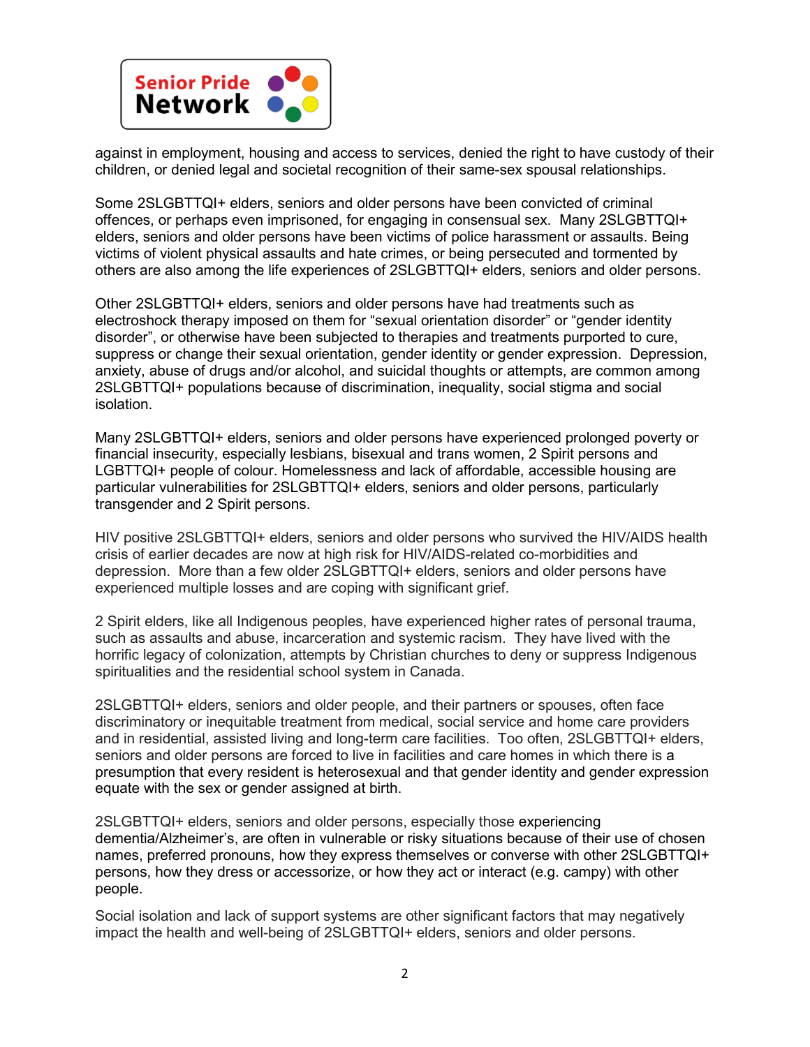against in employment, housing and access to services, denied the right to have custody of their children, or denied legal and societal recognition of their same-sex spousal relationships.

Some 2SLGBTTQI+ elders, seniors and older persons have been convicted of criminal offences, or perhaps even imprisoned, for engaging in consensual sex. Many 2SLGBTTQI+ elders, seniors and older persons have been victims of police harassment or assaults. Being victims of violent physical assaults and hate crimes, or being persecuted and tormented by others are also among the life experiences of 2SLGBTTQI+ elders, seniors and older persons.

Other 2SLGBTTQI+ elders, seniors and older persons have had treatments such as electroshock therapy imposed on them for "sexual orientation disorder" or "gender identity disorder", or otherwise have been subjected to therapies and treatments purported to cure, suppress or change their sexual orientation, gender identity or gender expression. Depression, anxiety, abuse of drugs and/or alcohol, and suicidal thoughts or attempts, are common among 2SLGBTTQI+ populations because of discrimination, inequality, social stigma and social isolation.

Many 2SLGBTTQI+ elders, seniors and older persons have experienced prolonged poverty or financial insecurity, especially lesbians, bisexual and trans women, 2 Spirit persons and LGBTTQI+ people of colour. Homelessness and lack of affordable, accessible housing are particular vulnerabilities for 2SLGBTTQI+ elders, seniors and older persons, particularly transgender and 2 Spirit persons.

HIV positive 2SLGBTTQI+ elders, seniors and older persons who survived the HIV/AIDS health crisis of earlier decades are now at high risk for HIV/AIDS-related co-morbidities and depression. More than a few older 2SLGBTTQI+ elders, seniors and older persons have experienced multiple losses and are coping with significant grief.

2 Spirit elders, like all Indigenous peoples, have experienced higher rates of personal trauma, such as assaults and abuse, incarceration and systemic racism. They have lived with the horrific legacy of colonization, attempts by Christian churches to deny or suppress Indigenous spiritualities and the residential school system in Canada.

2SLGBTTQI+ elders, seniors and older people, and their partners or spouses, often face discriminatory or inequitable treatment from medical, social service and home care providers and in residential, assisted living and long-term care facilities. Too often, 2SLGBTTQI+ elders, seniors and older persons are forced to live in facilities and care homes in which there is a presumption that every resident is heterosexual and that gender identity and gender expression equate with the sex or gender assigned at birth.

2SLGBTTQI+ elders, seniors and older persons, especially those experiencing dementia/Alzheimer's, are often in vulnerable or risky situations because of their use of chosen names, preferred pronouns, how they express themselves or converse with other 2SLGBTTQI+ persons, how they dress or accessorize, or how they act or interact (e.g. campy) with other people.

Social isolation and lack of support systems are other significant factors that may negatively impact the health and well-being of 2SLGBTTQI+ elders, seniors and older persons.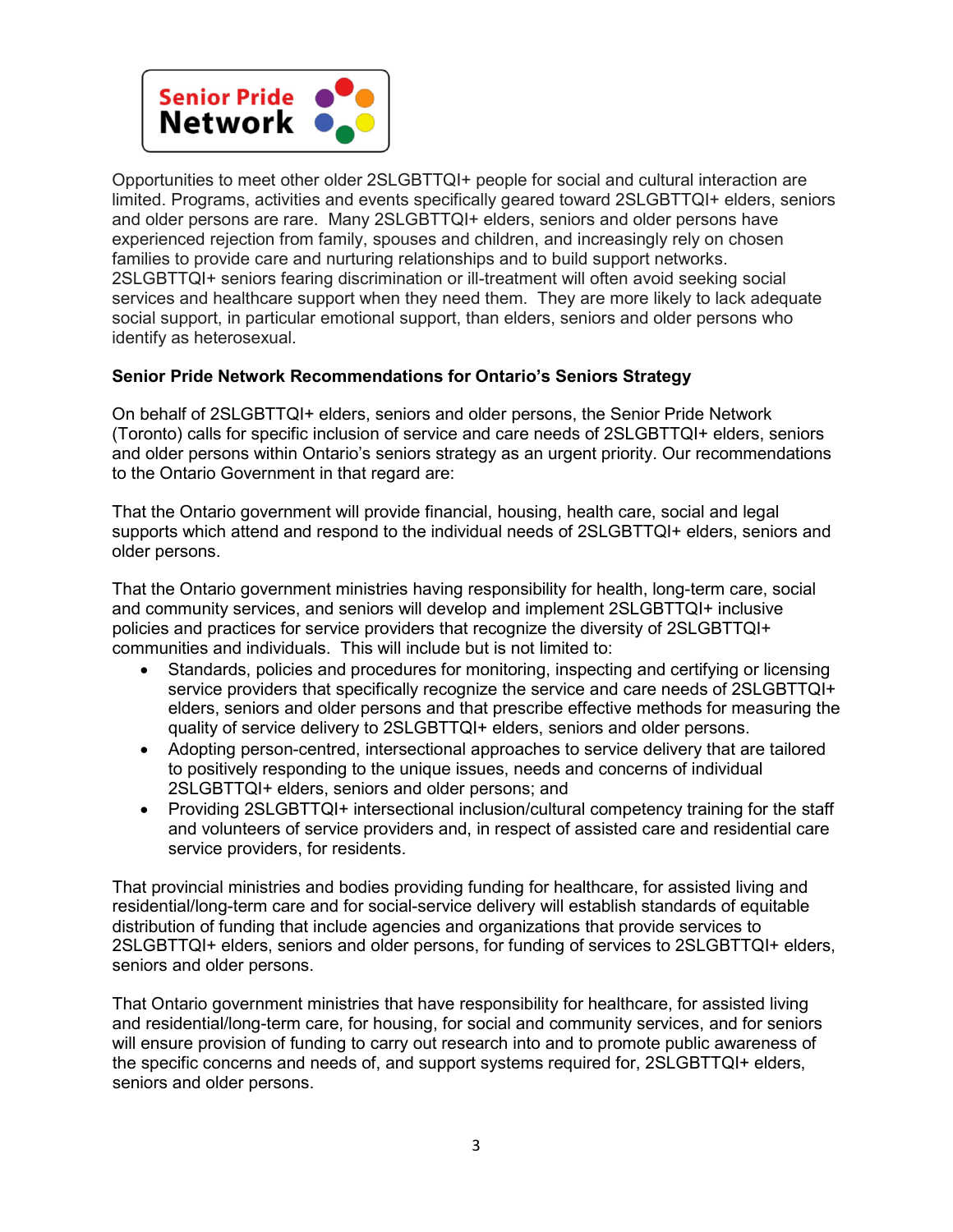Opportunities to meet other older 2SLGBTTQI+ people for social and cultural interaction are limited. Programs, activities and events specifically geared toward 2SLGBTTQI+ elders, seniors and older persons are rare. Many 2SLGBTTQI+ elders, seniors and older persons have experienced rejection from family, spouses and children, and increasingly rely on chosen families to provide care and nurturing relationships and to build support networks. 2SLGBTTQI+ seniors fearing discrimination or ill-treatment will often avoid seeking social services and healthcare support when they need them. They are more likely to lack adequate social support, in particular emotional support, than elders, seniors and older persons who identify as heterosexual.

**Senior Pride Network Recommendations for Ontario's Seniors Strategy**

On behalf of 2SLGBTTQI+ elders, seniors and older persons, the Senior Pride Network (Toronto) calls for specific inclusion of service and care needs of 2SLGBTTQI+ elders, seniors and older persons within Ontario's seniors strategy as an urgent priority. Our recommendations to the Ontario Government in that regard are:

That the Ontario government will provide financial, housing, health care, social and legal supports which attend and respond to the individual needs of 2SLGBTTQI+ elders, seniors and older persons.

That the Ontario government ministries having responsibility for health, long-term care, social and community services, and seniors will develop and implement 2SLGBTTQI+ inclusive policies and practices for service providers that recognize the diversity of 2SLGBTTQI+ communities and individuals. This will include but is not limited to:

- Standards, policies and procedures for monitoring, inspecting and certifying or licensing service providers that specifically recognize the service and care needs of 2SLGBTTQI+ elders, seniors and older persons and that prescribe effective methods for measuring the quality of service delivery to 2SLGBTTQI+ elders, seniors and older persons.
- Adopting person-centred, intersectional approaches to service delivery that are tailored to positively responding to the unique issues, needs and concerns of individual 2SLGBTTQI+ elders, seniors and older persons; and
- Providing 2SLGBTTQI+ intersectional inclusion/cultural competency training for the staff and volunteers of service providers and, in respect of assisted care and residential care service providers, for residents.

That provincial ministries and bodies providing funding for healthcare, for assisted living and residential/long-term care and for social-service delivery will establish standards of equitable distribution of funding that include agencies and organizations that provide services to 2SLGBTTQI+ elders, seniors and older persons, for funding of services to 2SLGBTTQI+ elders, seniors and older persons.

That Ontario government ministries that have responsibility for healthcare, for assisted living and residential/long-term care, for housing, for social and community services, and for seniors will ensure provision of funding to carry out research into and to promote public awareness of the specific concerns and needs of, and support systems required for, 2SLGBTTQI+ elders, seniors and older persons.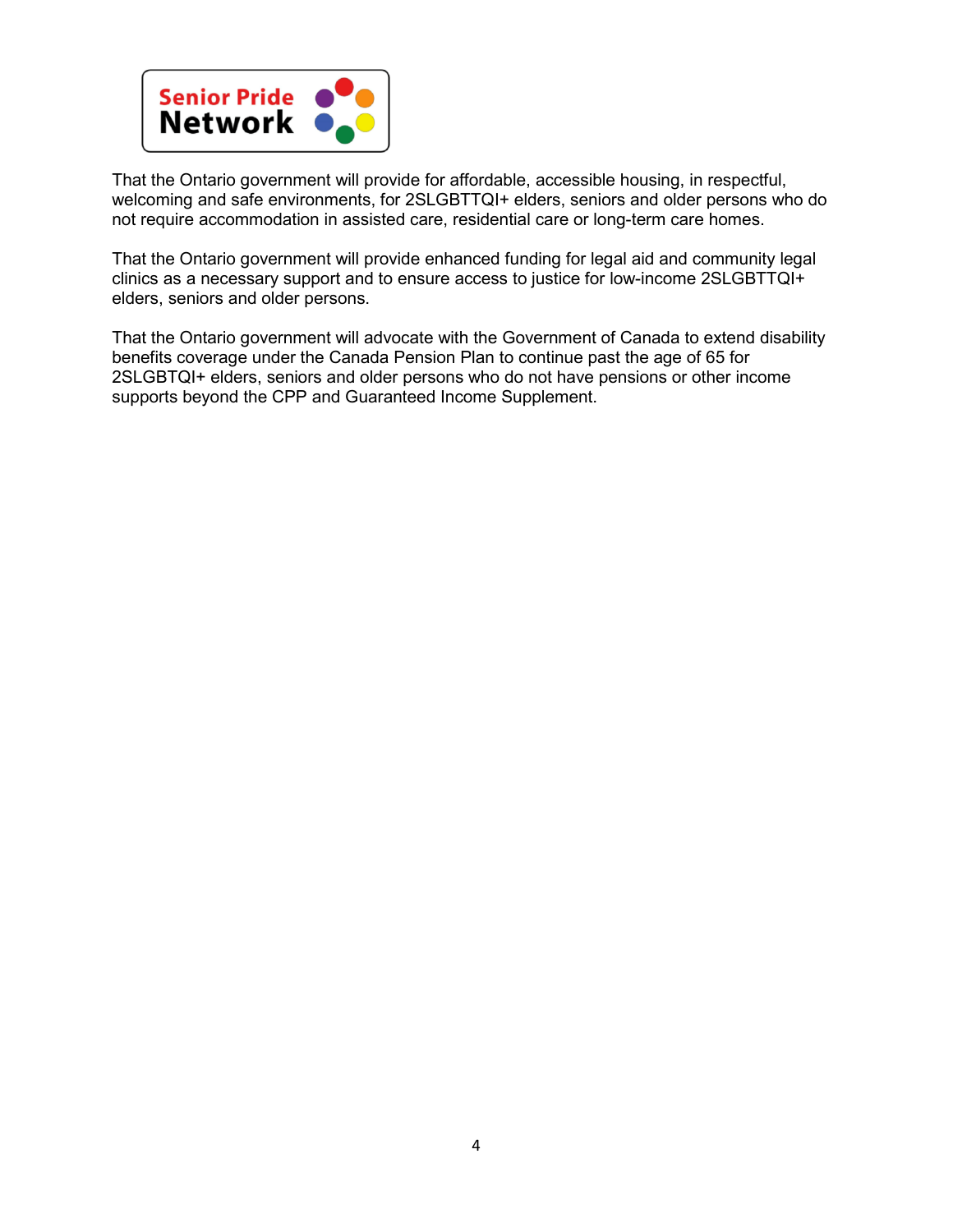That the Ontario government will provide for affordable, accessible housing, in respectful, welcoming and safe environments, for 2SLGBTTQI+ elders, seniors and older persons who do not require accommodation in assisted care, residential care or long-term care homes.

That the Ontario government will provide enhanced funding for legal aid and community legal clinics as a necessary support and to ensure access to justice for low-income 2SLGBTTQI+ elders, seniors and older persons.

That the Ontario government will advocate with the Government of Canada to extend disability benefits coverage under the Canada Pension Plan to continue past the age of 65 for 2SLGBTQI+ elders, seniors and older persons who do not have pensions or other income supports beyond the CPP and Guaranteed Income Supplement.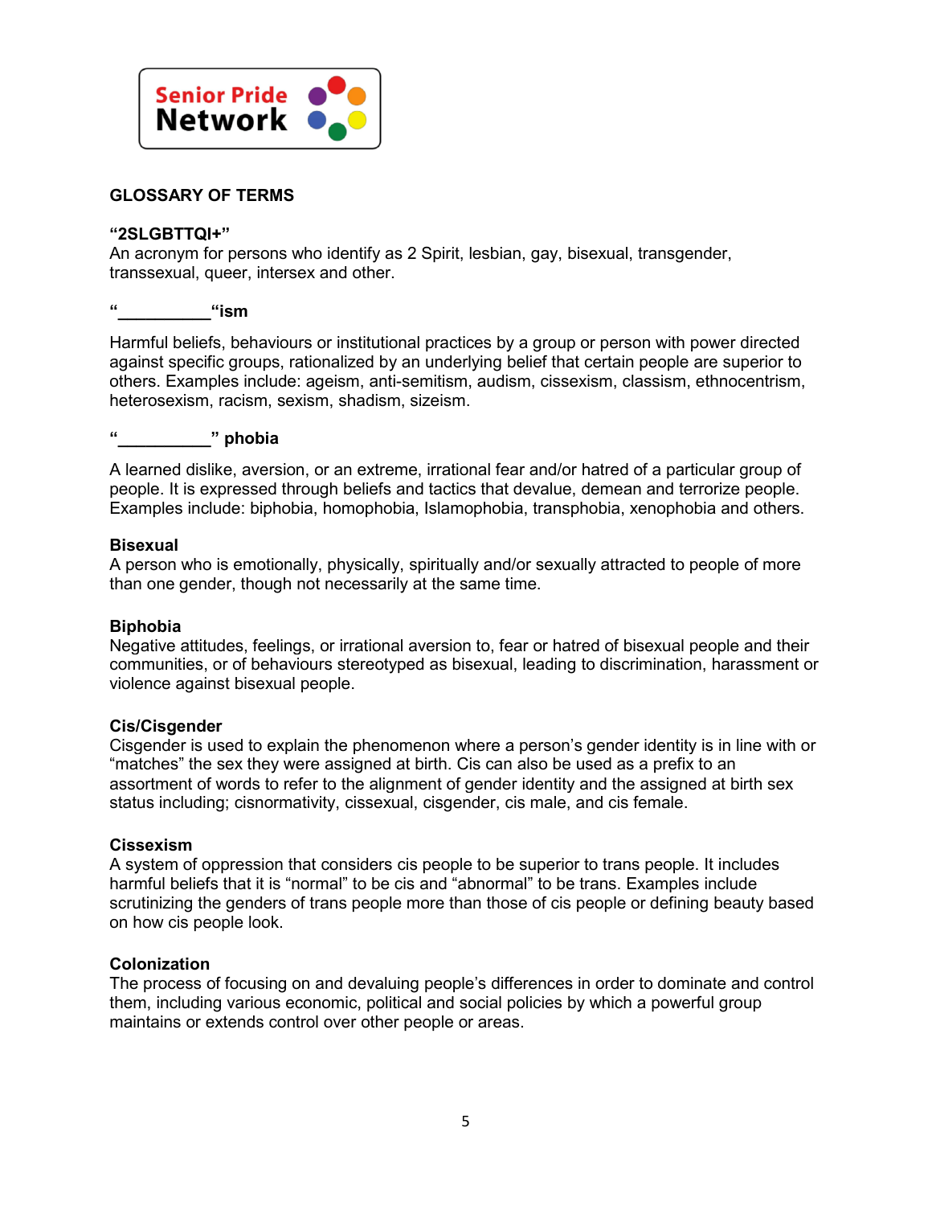Senior Pride Network

## GLOSSARY OF TERMS

**"2SLGBTTQI+"**
An acronym for persons who identify as 2 Spirit, lesbian, gay, bisexual, transgender, transsexual, queer, intersex and other.

**"__________"ism**

Harmful beliefs, behaviours or institutional practices by a group or person with power directed against specific groups, rationalized by an underlying belief that certain people are superior to others. Examples include: ageism, anti-semitism, audism, cissexism, classism, ethnocentrism, heterosexism, racism, sexism, shadism, sizeism.

**"__________" phobia**

A learned dislike, aversion, or an extreme, irrational fear and/or hatred of a particular group of people. It is expressed through beliefs and tactics that devalue, demean and terrorize people. Examples include: biphobia, homophobia, Islamophobia, transphobia, xenophobia and others.

**Bisexual**
A person who is emotionally, physically, spiritually and/or sexually attracted to people of more than one gender, though not necessarily at the same time.

**Biphobia**
Negative attitudes, feelings, or irrational aversion to, fear or hatred of bisexual people and their communities, or of behaviours stereotyped as bisexual, leading to discrimination, harassment or violence against bisexual people.

**Cis/Cisgender**
Cisgender is used to explain the phenomenon where a person's gender identity is in line with or "matches" the sex they were assigned at birth. Cis can also be used as a prefix to an assortment of words to refer to the alignment of gender identity and the assigned at birth sex status including; cisnormativity, cissexual, cisgender, cis male, and cis female.

**Cissexism**
A system of oppression that considers cis people to be superior to trans people. It includes harmful beliefs that it is "normal" to be cis and "abnormal" to be trans. Examples include scrutinizing the genders of trans people more than those of cis people or defining beauty based on how cis people look.

**Colonization**
The process of focusing on and devaluing people's differences in order to dominate and control them, including various economic, political and social policies by which a powerful group maintains or extends control over other people or areas.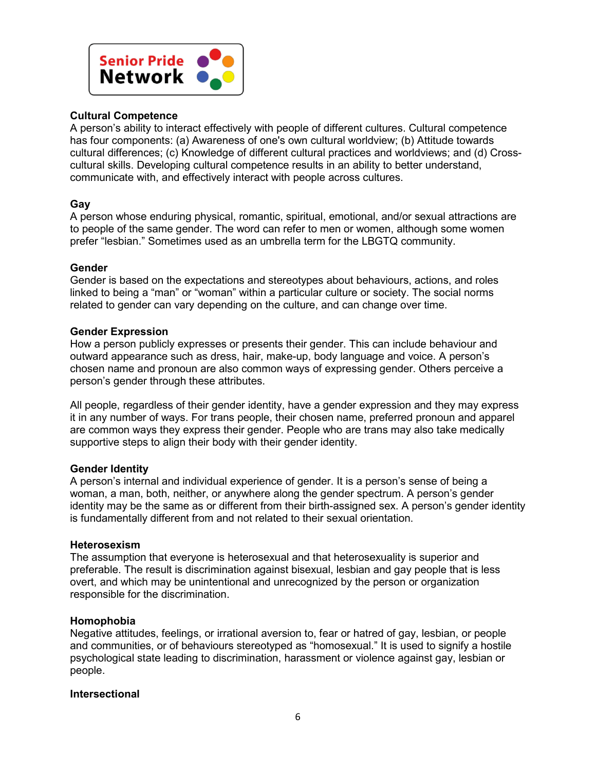**Cultural Competence**
A person's ability to interact effectively with people of different cultures. Cultural competence has four components: (a) Awareness of one's own cultural worldview; (b) Attitude towards cultural differences; (c) Knowledge of different cultural practices and worldviews; and (d) Cross-cultural skills. Developing cultural competence results in an ability to better understand, communicate with, and effectively interact with people across cultures.

**Gay**
A person whose enduring physical, romantic, spiritual, emotional, and/or sexual attractions are to people of the same gender. The word can refer to men or women, although some women prefer "lesbian." Sometimes used as an umbrella term for the LBGTQ community.

**Gender**
Gender is based on the expectations and stereotypes about behaviours, actions, and roles linked to being a "man" or "woman" within a particular culture or society. The social norms related to gender can vary depending on the culture, and can change over time.

**Gender Expression**
How a person publicly expresses or presents their gender. This can include behaviour and outward appearance such as dress, hair, make-up, body language and voice. A person's chosen name and pronoun are also common ways of expressing gender. Others perceive a person's gender through these attributes.

All people, regardless of their gender identity, have a gender expression and they may express it in any number of ways. For trans people, their chosen name, preferred pronoun and apparel are common ways they express their gender. People who are trans may also take medically supportive steps to align their body with their gender identity.

**Gender Identity**
A person's internal and individual experience of gender. It is a person's sense of being a woman, a man, both, neither, or anywhere along the gender spectrum. A person's gender identity may be the same as or different from their birth-assigned sex. A person's gender identity is fundamentally different from and not related to their sexual orientation.

**Heterosexism**
The assumption that everyone is heterosexual and that heterosexuality is superior and preferable. The result is discrimination against bisexual, lesbian and gay people that is less overt, and which may be unintentional and unrecognized by the person or organization responsible for the discrimination.

**Homophobia**
Negative attitudes, feelings, or irrational aversion to, fear or hatred of gay, lesbian, or people and communities, or of behaviours stereotyped as "homosexual." It is used to signify a hostile psychological state leading to discrimination, harassment or violence against gay, lesbian or people.

**Intersectional**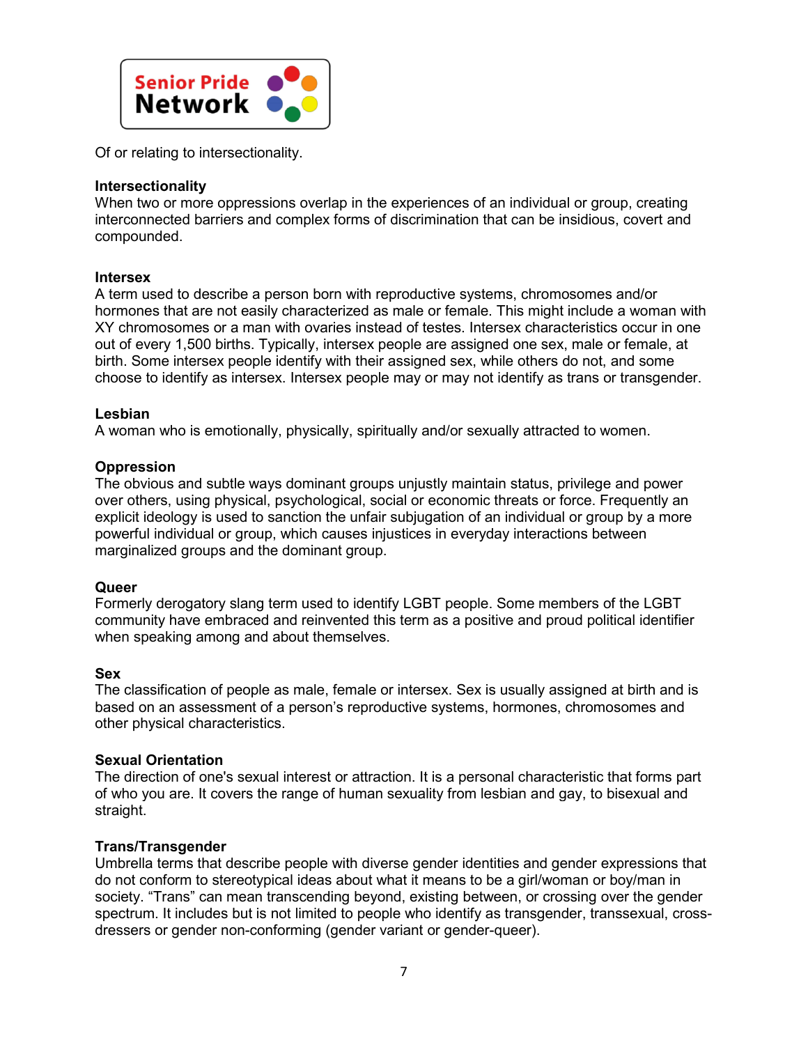Of or relating to intersectionality.

**Intersectionality**
When two or more oppressions overlap in the experiences of an individual or group, creating interconnected barriers and complex forms of discrimination that can be insidious, covert and compounded.

**Intersex**
A term used to describe a person born with reproductive systems, chromosomes and/or hormones that are not easily characterized as male or female. This might include a woman with XY chromosomes or a man with ovaries instead of testes. Intersex characteristics occur in one out of every 1,500 births. Typically, intersex people are assigned one sex, male or female, at birth. Some intersex people identify with their assigned sex, while others do not, and some choose to identify as intersex. Intersex people may or may not identify as trans or transgender.

**Lesbian**
A woman who is emotionally, physically, spiritually and/or sexually attracted to women.

**Oppression**
The obvious and subtle ways dominant groups unjustly maintain status, privilege and power over others, using physical, psychological, social or economic threats or force. Frequently an explicit ideology is used to sanction the unfair subjugation of an individual or group by a more powerful individual or group, which causes injustices in everyday interactions between marginalized groups and the dominant group.

**Queer**
Formerly derogatory slang term used to identify LGBT people. Some members of the LGBT community have embraced and reinvented this term as a positive and proud political identifier when speaking among and about themselves.

**Sex**
The classification of people as male, female or intersex. Sex is usually assigned at birth and is based on an assessment of a person's reproductive systems, hormones, chromosomes and other physical characteristics.

**Sexual Orientation**
The direction of one's sexual interest or attraction. It is a personal characteristic that forms part of who you are. It covers the range of human sexuality from lesbian and gay, to bisexual and straight.

**Trans/Transgender**
Umbrella terms that describe people with diverse gender identities and gender expressions that do not conform to stereotypical ideas about what it means to be a girl/woman or boy/man in society. "Trans" can mean transcending beyond, existing between, or crossing over the gender spectrum. It includes but is not limited to people who identify as transgender, transsexual, cross-dressers or gender non-conforming (gender variant or gender-queer).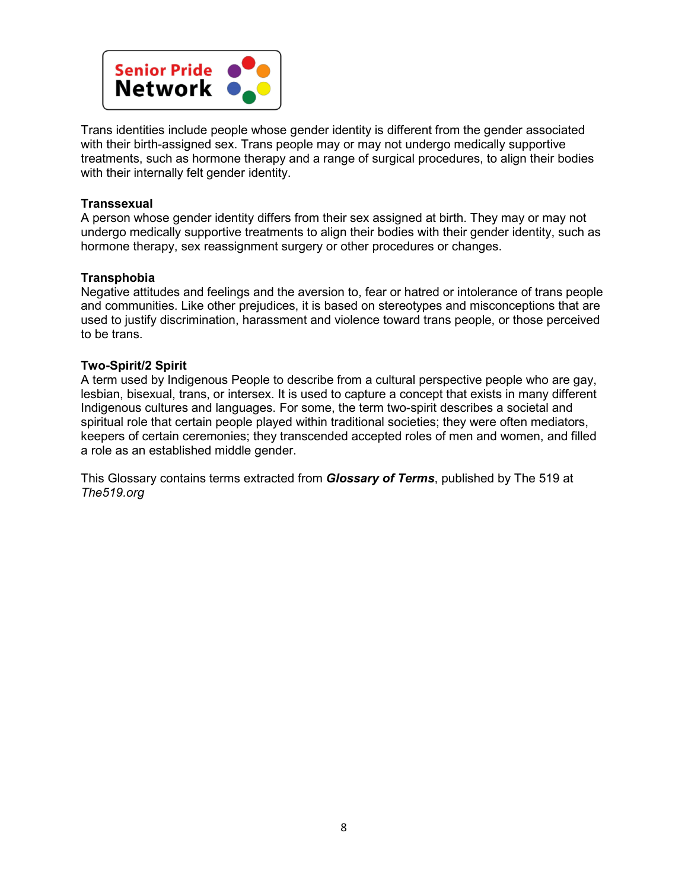Trans identities include people whose gender identity is different from the gender associated with their birth-assigned sex. Trans people may or may not undergo medically supportive treatments, such as hormone therapy and a range of surgical procedures, to align their bodies with their internally felt gender identity.

**Transsexual**
A person whose gender identity differs from their sex assigned at birth. They may or may not undergo medically supportive treatments to align their bodies with their gender identity, such as hormone therapy, sex reassignment surgery or other procedures or changes.

**Transphobia**
Negative attitudes and feelings and the aversion to, fear or hatred or intolerance of trans people and communities. Like other prejudices, it is based on stereotypes and misconceptions that are used to justify discrimination, harassment and violence toward trans people, or those perceived to be trans.

**Two-Spirit/2 Spirit**
A term used by Indigenous People to describe from a cultural perspective people who are gay, lesbian, bisexual, trans, or intersex. It is used to capture a concept that exists in many different Indigenous cultures and languages. For some, the term two-spirit describes a societal and spiritual role that certain people played within traditional societies; they were often mediators, keepers of certain ceremonies; they transcended accepted roles of men and women, and filled a role as an established middle gender.

This Glossary contains terms extracted from ***Glossary of Terms***, published by The 519 at *The519.org*